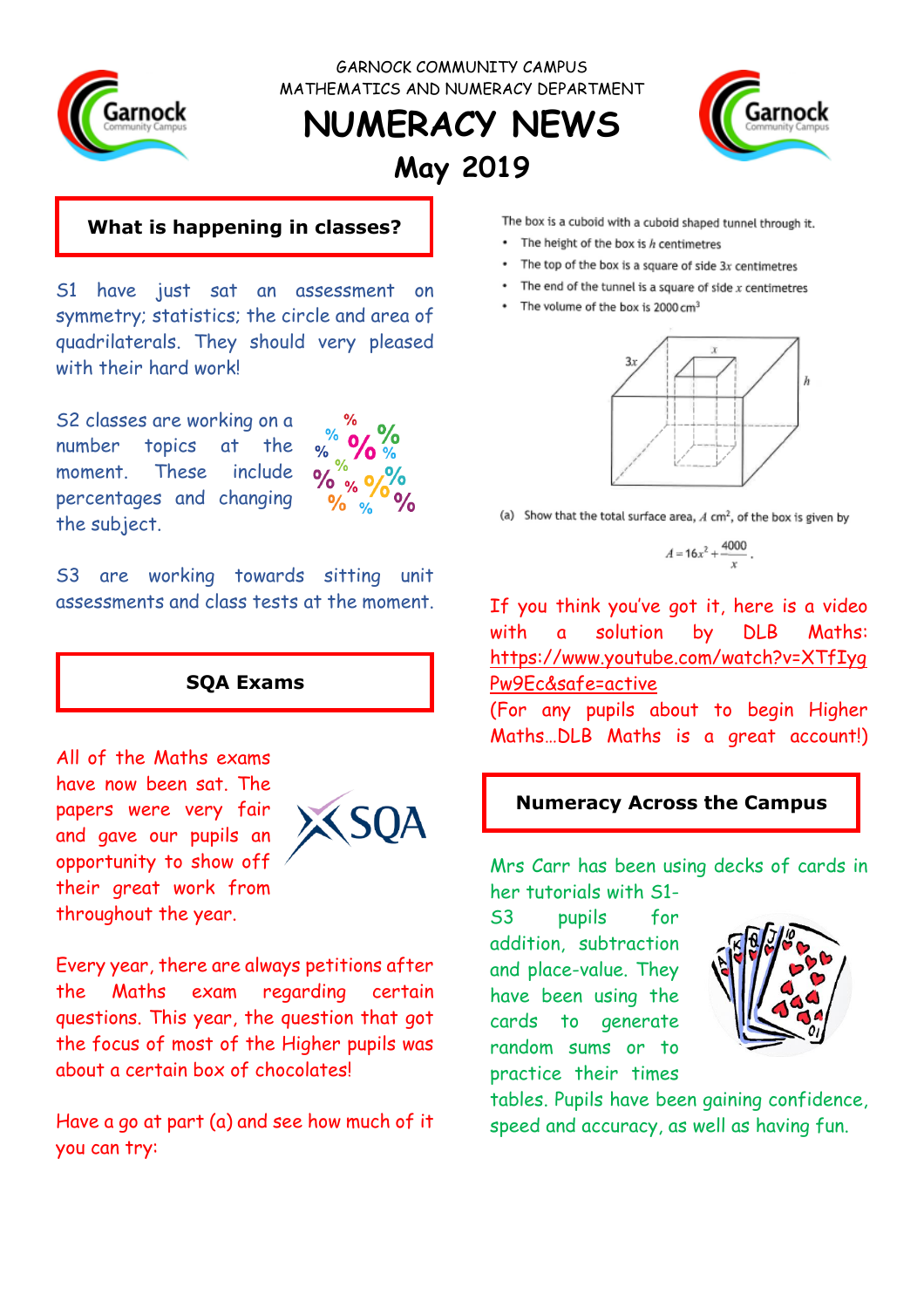GARNOCK COMMUNITY CAMPUS

MATHEMATICS AND NUMERACY DEPARTMENT

# NUMERACY NEWS

## May 2019

### What is happening in classes?

S1 have just sat an assessment on symmetry; statistics; the circle and area of quadrilaterals. They should very pleased with their hard work!

S2 classes are working on a number topics at the moment. These include percentages and changing the subject.

S3 are working towards sitting unit assessments and class tests at the moment.

### SQA Exams

All of the Maths exams have now been sat. The papers were very fair and gave our pupils an opportunity to show off their great work from throughout the year.

Every year, there are always petitions after the Maths exam regarding certain questions. This year, the question that got the focus of most of the Higher pupils was about a certain box of chocolates!

Have a go at part (a) and see how much of it you can try:

The box is a cuboid with a cuboid shaped tunnel through it.

- The height of the box is $h$ centimetres
- The top of the box is a square of side $3x$ centimetres
- The end of the tunnel is a square of side $x$ centimetres
- The volume of the box is $2000\text{ cm}^3$

(a) Show that the total surface area, $A\text{ cm}^2$, of the box is given by

$$A = 16x^2 + \frac{4000}{x}.$$

If you think you've got it, here is a video with a solution by DLB Maths: https://www.youtube.com/watch?v=XTfIygPw9Ec&safe=active

(For any pupils about to begin Higher Maths…DLB Maths is a great account!)

### Numeracy Across the Campus

Mrs Carr has been using decks of cards in her tutorials with S1-S3 pupils for addition, subtraction and place-value. They have been using the cards to generate random sums or to practice their times tables. Pupils have been gaining confidence, speed and accuracy, as well as having fun.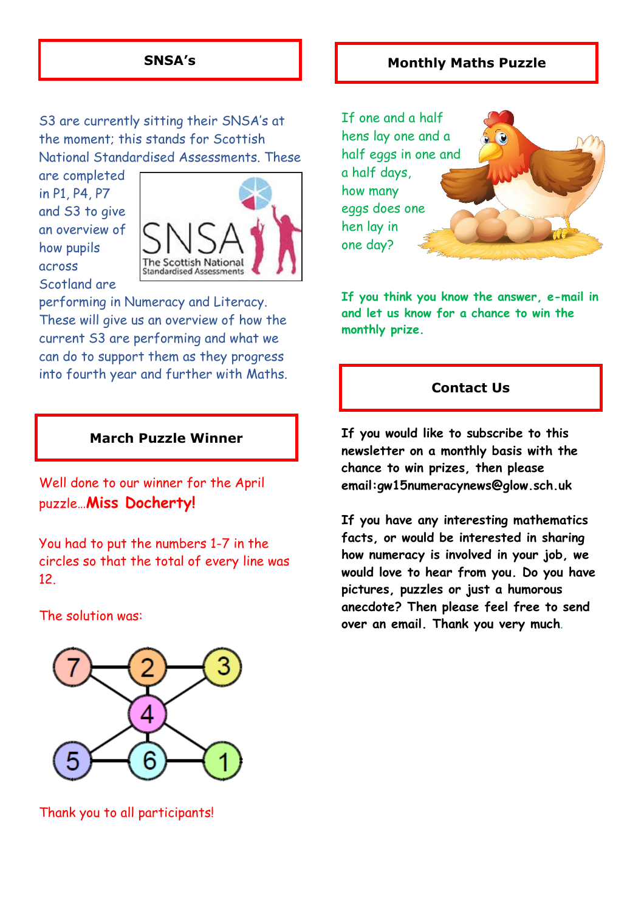## SNSA's

S3 are currently sitting their SNSA's at the moment; this stands for Scottish National Standardised Assessments. These are completed in P1, P4, P7 and S3 to give an overview of how pupils across Scotland are performing in Numeracy and Literacy. These will give us an overview of how the current S3 are performing and what we can do to support them as they progress into fourth year and further with Maths.

SNSA
The Scottish National Standardised Assessments

## March Puzzle Winner

Well done to our winner for the April puzzle…**Miss Docherty!**

You had to put the numbers 1-7 in the circles so that the total of every line was 12.

The solution was:

7 2 3
4
5 6 1

Thank you to all participants!

## Monthly Maths Puzzle

If one and a half hens lay one and a half eggs in one and a half days, how many eggs does one hen lay in one day?

**If you think you know the answer, e-mail in and let us know for a chance to win the monthly prize.**

## Contact Us

**If you would like to subscribe to this newsletter on a monthly basis with the chance to win prizes, then please email:gw15numeracynews@glow.sch.uk**

**If you have any interesting mathematics facts, or would be interested in sharing how numeracy is involved in your job, we would love to hear from you. Do you have pictures, puzzles or just a humorous anecdote? Then please feel free to send over an email. Thank you very much.**